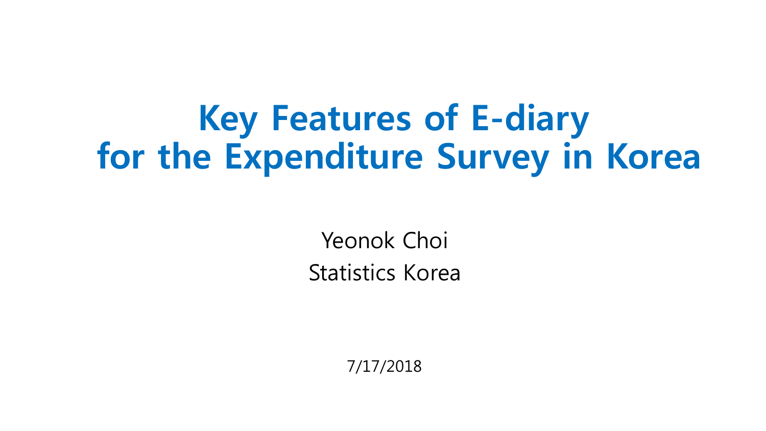# Key Features of E-diary for the Expenditure Survey in Korea

Yeonok Choi

Statistics Korea

7/17/2018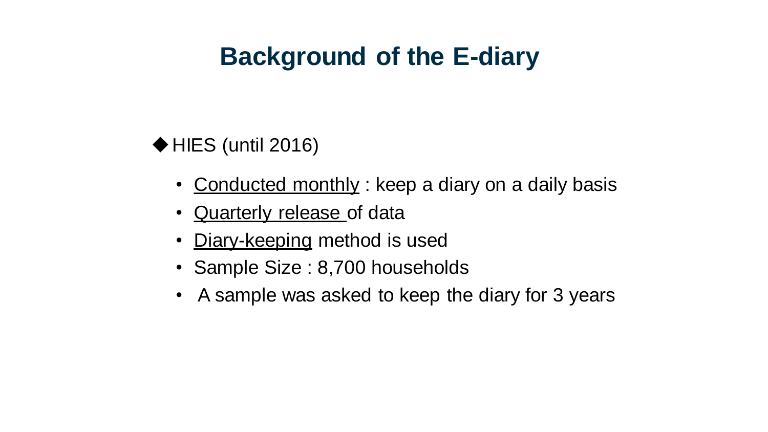# Background of the E-diary

◆HIES (until 2016)

- <u>Conducted monthly</u> : keep a diary on a daily basis
- <u>Quarterly release</u> of data
- <u>Diary-keeping</u> method is used
- Sample Size : 8,700 households
- A sample was asked to keep the diary for 3 years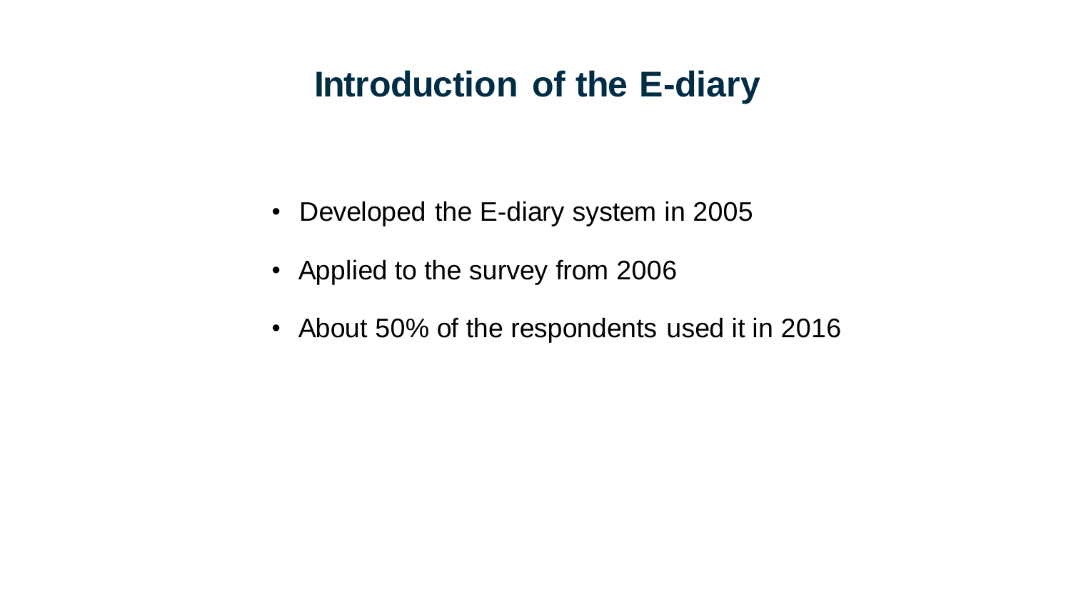# Introduction of the E-diary

- Developed the E-diary system in 2005
- Applied to the survey from 2006
- About 50% of the respondents used it in 2016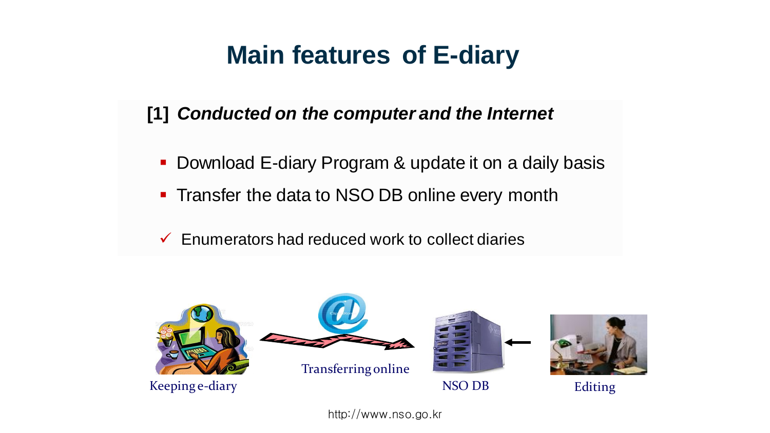# Main features of E-diary

**[1]** ***Conducted on the computer and the Internet***

- Download E-diary Program & update it on a daily basis
- Transfer the data to NSO DB online every month

✓ Enumerators had reduced work to collect diaries

Keeping e-diary

Transferring online

NSO DB

Editing

http://www.nso.go.kr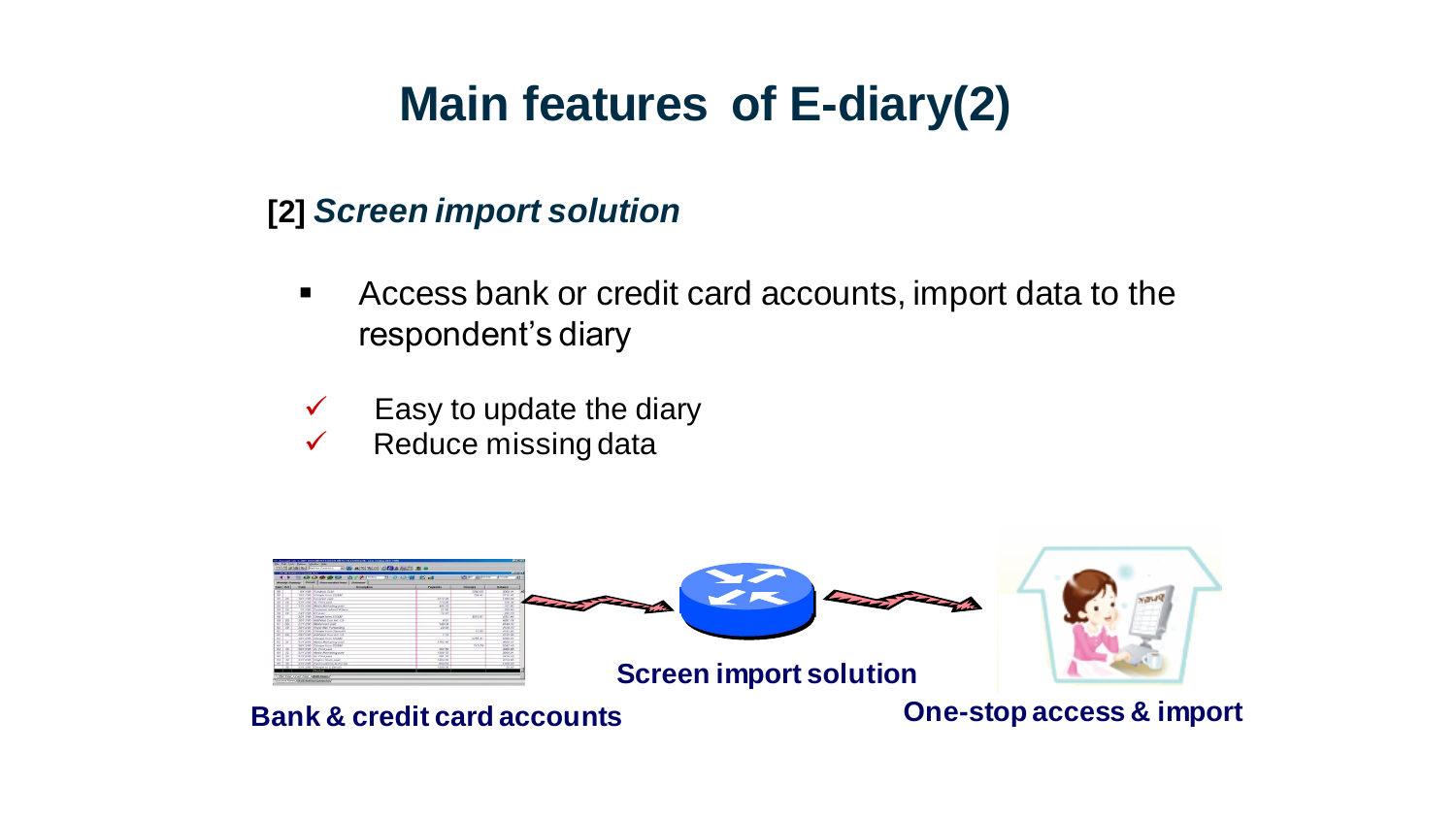# Main features of E-diary(2)

**[2]** ***Screen import solution***

- Access bank or credit card accounts, import data to the respondent's diary

✓ Easy to update the diary
✓ Reduce missing data

**Screen import solution**

**Bank & credit card accounts**

**One-stop access & import**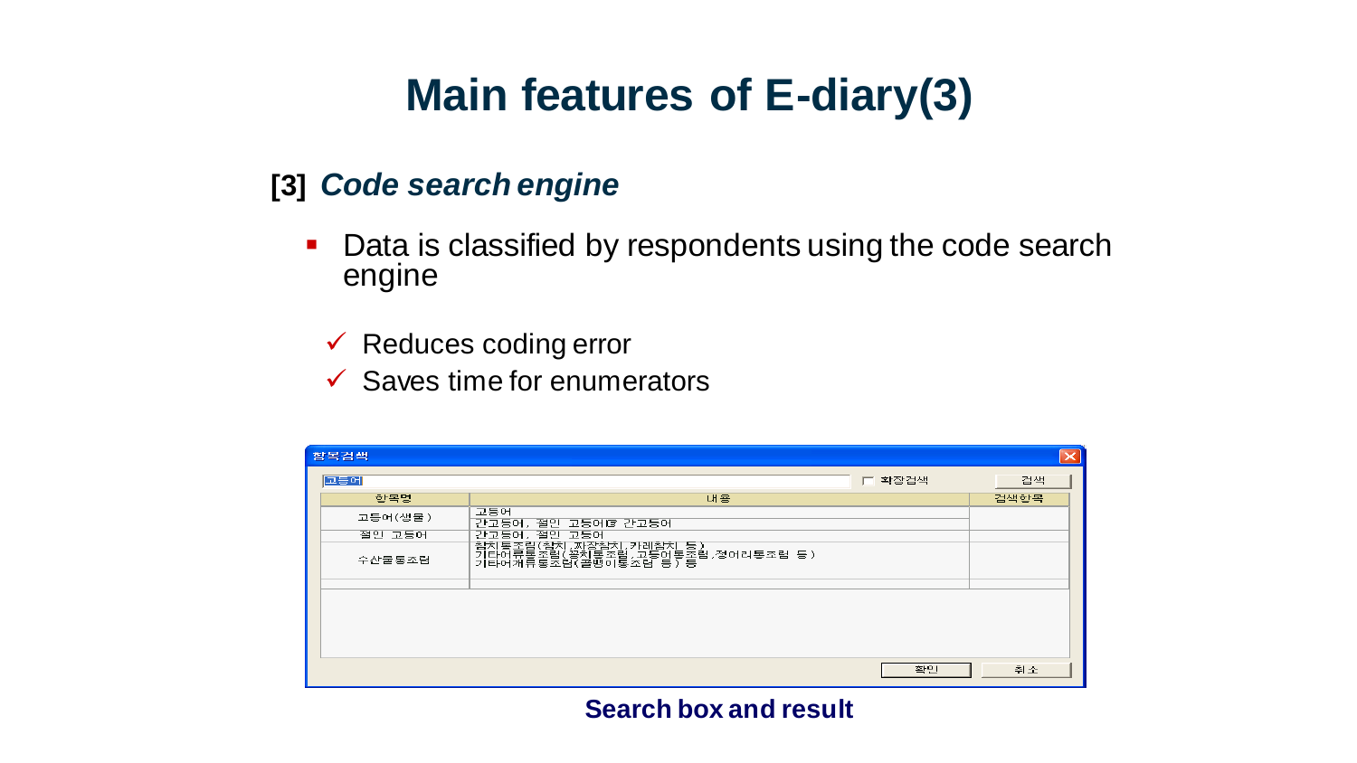# Main features of E-diary(3)

**[3]** ***Code search engine***

- Data is classified by respondents using the code search engine
  - ✓ Reduces coding error
  - ✓ Saves time for enumerators

| 항목명 | 내용 | 검색항목 |
|---|---|---|
| 고등어(생물) | 고등어 | |
| | 간고등어, 절인 고등어☞ 간고등어 | |
| 절인 고등어 | 간고등어, 절인 고등어 | |
| 수산물통조림 | 참치통조림(참치,꽁치참치,카레참치 등)<br>기타어류통조림(꽁치통조림,고등어통조림,정어리통조림 등)<br>기타어개류통조림(골뱅이통조림 등) 등 | |

**Search box and result**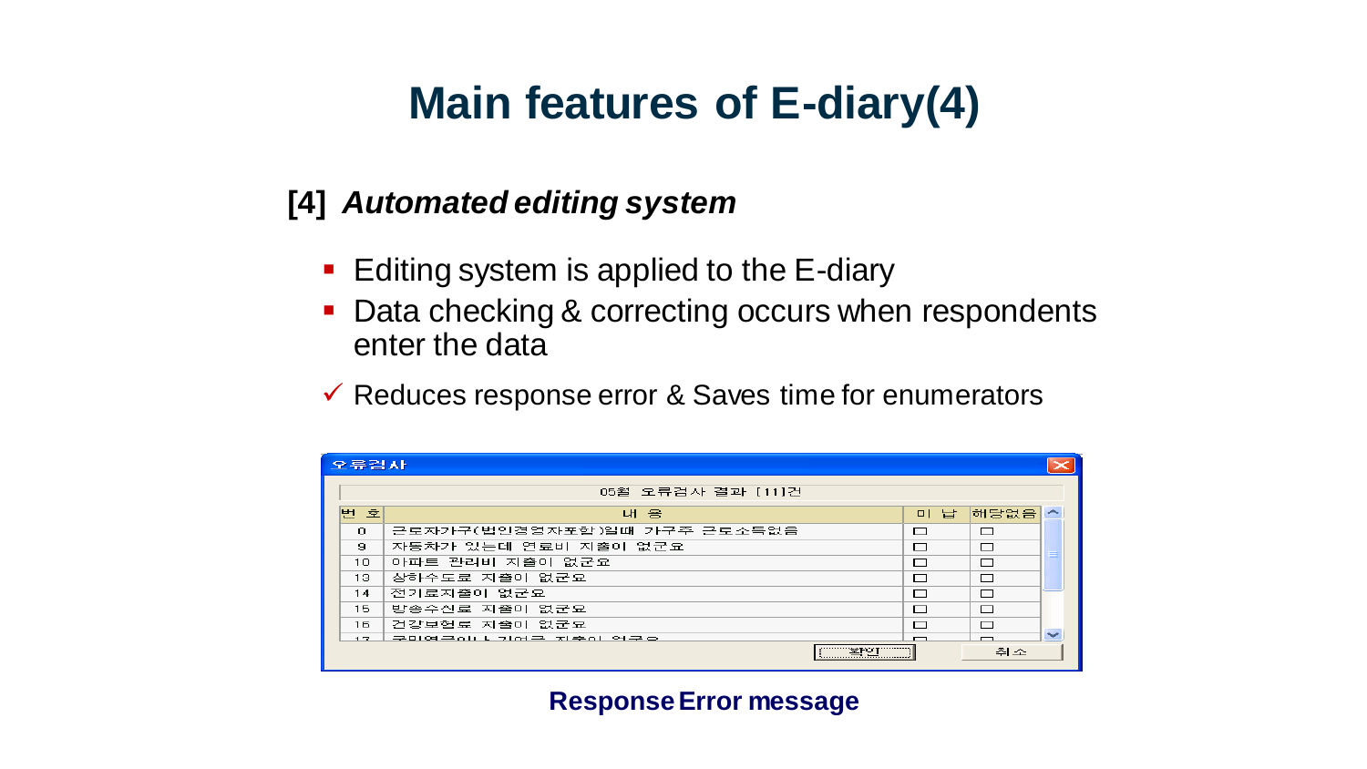# Main features of E-diary(4)

## [4] *Automated editing system*

- Editing system is applied to the E-diary
- Data checking & correcting occurs when respondents enter the data

✓ Reduces response error & Saves time for enumerators

오류검사

05월 오류검사 결과 [11]건

| 번 호 | 내 용 | 미 납 | 해당없음 |
|---|---|---|---|
| 0 | 근로자가구(법인경영자포함)일때 가구주 근로소득없음 | ☐ | ☐ |
| 9 | 자동차가 있는데 연료비 지출이 없군요 | ☐ | ☐ |
| 10 | 아파트 관리비 지출이 없군요 | ☐ | ☐ |
| 13 | 상하수도료 지출이 없군요 | ☐ | ☐ |
| 14 | 전기료지출이 없군요 | ☐ | ☐ |
| 15 | 방송수신료 지출이 없군요 | ☐ | ☐ |
| 16 | 건강보험료 지출이 없군요 | ☐ | ☐ |
| 17 | 국민연금이나 기여금 지출이 없군요 | ☐ | ☐ |

확인 취소

**Response Error message**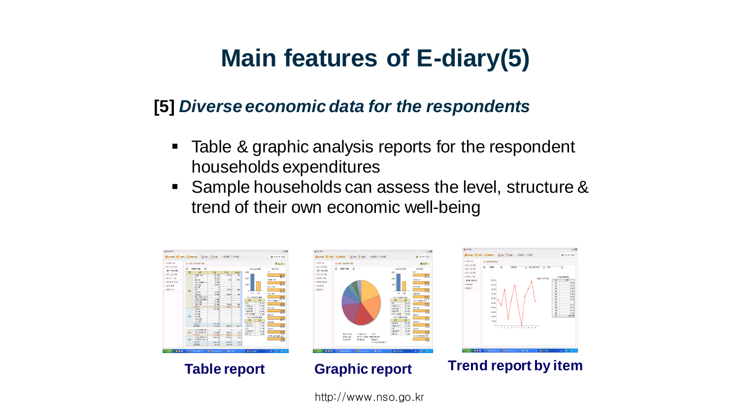# Main features of E-diary(5)

**[5]** ***Diverse economic data for the respondents***

- Table & graphic analysis reports for the respondent households expenditures
- Sample households can assess the level, structure & trend of their own economic well-being

**Table report**

**Graphic report**

**Trend report by item**

http://www.nso.go.kr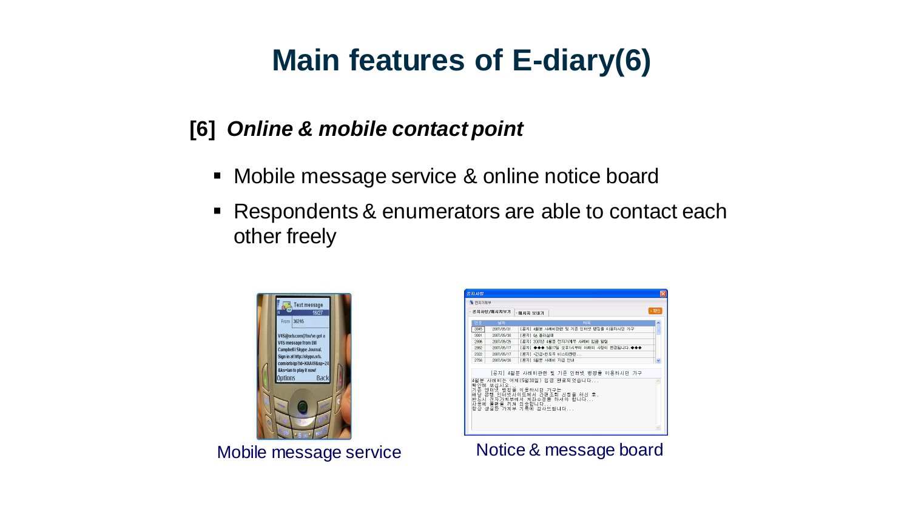# Main features of E-diary(6)

**[6]** ***Online & mobile contact point***

- Mobile message service & online notice board
- Respondents & enumerators are able to contact each other freely

Mobile message service

Notice & message board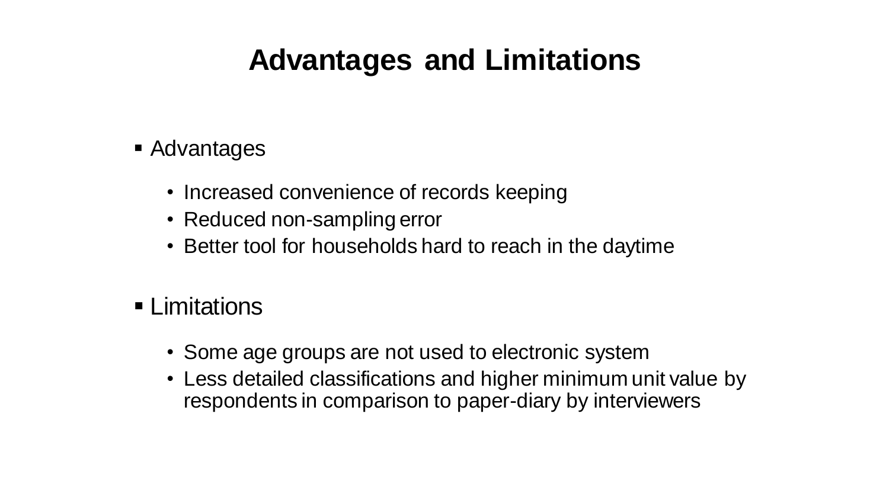# Advantages and Limitations

- Advantages
  - Increased convenience of records keeping
  - Reduced non-sampling error
  - Better tool for households hard to reach in the daytime
- Limitations
  - Some age groups are not used to electronic system
  - Less detailed classifications and higher minimum unit value by respondents in comparison to paper-diary by interviewers